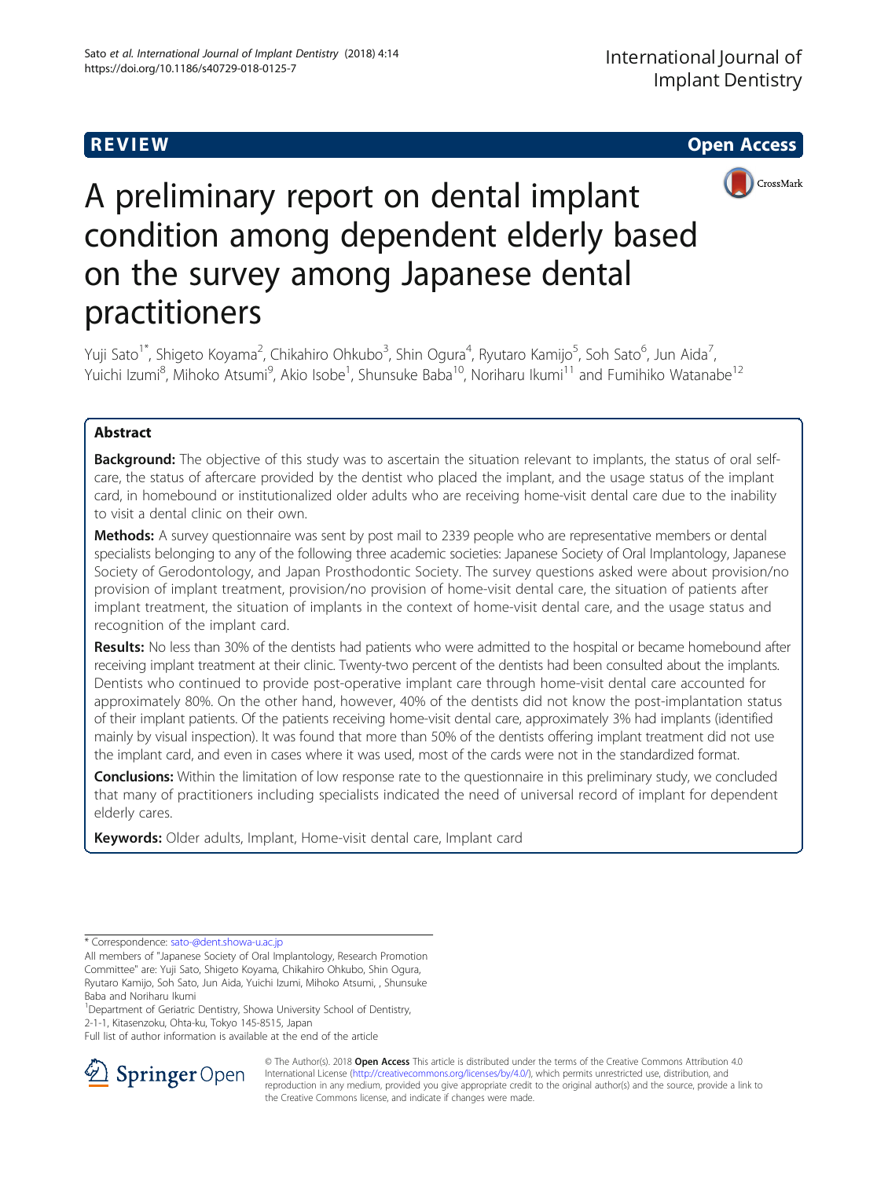REVIEW Open Access

# A preliminary report on dental implant condition among dependent elderly based on the survey among Japanese dental practitioners

Yuji Sato[1*], Shigeto Koyama[2], Chikahiro Ohkubo[3], Shin Ogura[4], Ryutaro Kamijo[5], Soh Sato[6], Jun Aida[7], Yuichi Izumi[8], Mihoko Atsumi[9], Akio Isobe[1], Shunsuke Baba[10], Noriharu Ikumi[11] and Fumihiko Watanabe[12]

## Abstract

**Background:** The objective of this study was to ascertain the situation relevant to implants, the status of oral self-care, the status of aftercare provided by the dentist who placed the implant, and the usage status of the implant card, in homebound or institutionalized older adults who are receiving home-visit dental care due to the inability to visit a dental clinic on their own.

**Methods:** A survey questionnaire was sent by post mail to 2339 people who are representative members or dental specialists belonging to any of the following three academic societies: Japanese Society of Oral Implantology, Japanese Society of Gerodontology, and Japan Prosthodontic Society. The survey questions asked were about provision/no provision of implant treatment, provision/no provision of home-visit dental care, the situation of patients after implant treatment, the situation of implants in the context of home-visit dental care, and the usage status and recognition of the implant card.

**Results:** No less than 30% of the dentists had patients who were admitted to the hospital or became homebound after receiving implant treatment at their clinic. Twenty-two percent of the dentists had been consulted about the implants. Dentists who continued to provide post-operative implant care through home-visit dental care accounted for approximately 80%. On the other hand, however, 40% of the dentists did not know the post-implantation status of their implant patients. Of the patients receiving home-visit dental care, approximately 3% had implants (identified mainly by visual inspection). It was found that more than 50% of the dentists offering implant treatment did not use the implant card, and even in cases where it was used, most of the cards were not in the standardized format.

**Conclusions:** Within the limitation of low response rate to the questionnaire in this preliminary study, we concluded that many of practitioners including specialists indicated the need of universal record of implant for dependent elderly cares.

**Keywords:** Older adults, Implant, Home-visit dental care, Implant card

\* Correspondence: sato-@dent.showa-u.ac.jp

All members of "Japanese Society of Oral Implantology, Research Promotion Committee" are: Yuji Sato, Shigeto Koyama, Chikahiro Ohkubo, Shin Ogura, Ryutaro Kamijo, Soh Sato, Jun Aida, Yuichi Izumi, Mihoko Atsumi, , Shunsuke Baba and Noriharu Ikumi

[1]Department of Geriatric Dentistry, Showa University School of Dentistry, 2-1-1, Kitasenzoku, Ohta-ku, Tokyo 145-8515, Japan

Full list of author information is available at the end of the article

© The Author(s). 2018 **Open Access** This article is distributed under the terms of the Creative Commons Attribution 4.0 International License (http://creativecommons.org/licenses/by/4.0/), which permits unrestricted use, distribution, and reproduction in any medium, provided you give appropriate credit to the original author(s) and the source, provide a link to the Creative Commons license, and indicate if changes were made.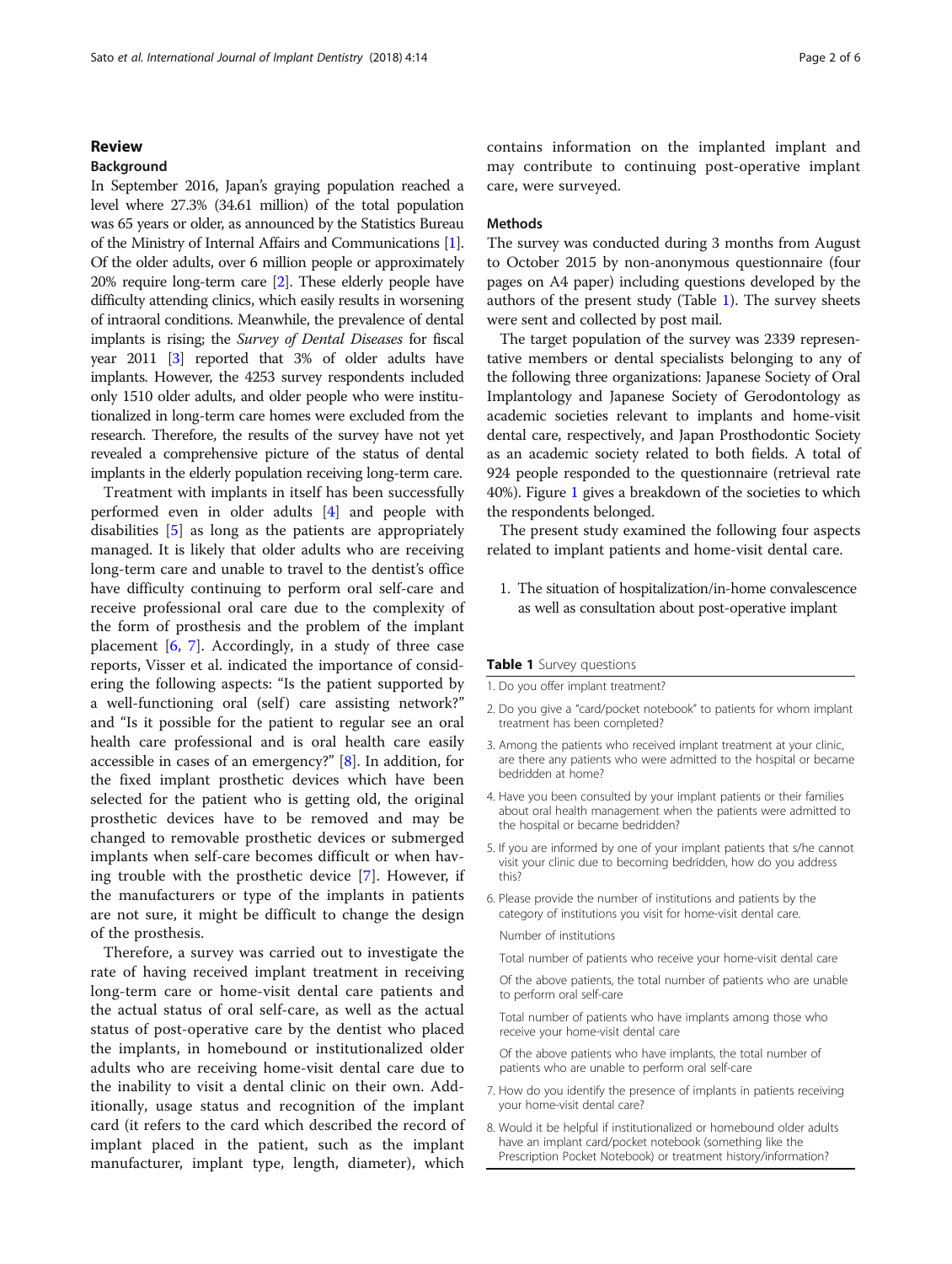## Review

### Background

In September 2016, Japan's graying population reached a level where 27.3% (34.61 million) of the total population was 65 years or older, as announced by the Statistics Bureau of the Ministry of Internal Affairs and Communications [1]. Of the older adults, over 6 million people or approximately 20% require long-term care [2]. These elderly people have difficulty attending clinics, which easily results in worsening of intraoral conditions. Meanwhile, the prevalence of dental implants is rising; the *Survey of Dental Diseases* for fiscal year 2011 [3] reported that 3% of older adults have implants. However, the 4253 survey respondents included only 1510 older adults, and older people who were institutionalized in long-term care homes were excluded from the research. Therefore, the results of the survey have not yet revealed a comprehensive picture of the status of dental implants in the elderly population receiving long-term care.

Treatment with implants in itself has been successfully performed even in older adults [4] and people with disabilities [5] as long as the patients are appropriately managed. It is likely that older adults who are receiving long-term care and unable to travel to the dentist's office have difficulty continuing to perform oral self-care and receive professional oral care due to the complexity of the form of prosthesis and the problem of the implant placement [6, 7]. Accordingly, in a study of three case reports, Visser et al. indicated the importance of considering the following aspects: "Is the patient supported by a well-functioning oral (self) care assisting network?" and "Is it possible for the patient to regular see an oral health care professional and is oral health care easily accessible in cases of an emergency?" [8]. In addition, for the fixed implant prosthetic devices which have been selected for the patient who is getting old, the original prosthetic devices have to be removed and may be changed to removable prosthetic devices or submerged implants when self-care becomes difficult or when having trouble with the prosthetic device [7]. However, if the manufacturers or type of the implants in patients are not sure, it might be difficult to change the design of the prosthesis.

Therefore, a survey was carried out to investigate the rate of having received implant treatment in receiving long-term care or home-visit dental care patients and the actual status of oral self-care, as well as the actual status of post-operative care by the dentist who placed the implants, in homebound or institutionalized older adults who are receiving home-visit dental care due to the inability to visit a dental clinic on their own. Additionally, usage status and recognition of the implant card (it refers to the card which described the record of implant placed in the patient, such as the implant manufacturer, implant type, length, diameter), which contains information on the implanted implant and may contribute to continuing post-operative implant care, were surveyed.

### Methods

The survey was conducted during 3 months from August to October 2015 by non-anonymous questionnaire (four pages on A4 paper) including questions developed by the authors of the present study (Table 1). The survey sheets were sent and collected by post mail.

The target population of the survey was 2339 representative members or dental specialists belonging to any of the following three organizations: Japanese Society of Oral Implantology and Japanese Society of Gerodontology as academic societies relevant to implants and home-visit dental care, respectively, and Japan Prosthodontic Society as an academic society related to both fields. A total of 924 people responded to the questionnaire (retrieval rate 40%). Figure 1 gives a breakdown of the societies to which the respondents belonged.

The present study examined the following four aspects related to implant patients and home-visit dental care.

1. The situation of hospitalization/in-home convalescence as well as consultation about post-operative implant

**Table 1** Survey questions

| |
|---|
| 1. Do you offer implant treatment? |
| 2. Do you give a "card/pocket notebook" to patients for whom implant treatment has been completed? |
| 3. Among the patients who received implant treatment at your clinic, are there any patients who were admitted to the hospital or became bedridden at home? |
| 4. Have you been consulted by your implant patients or their families about oral health management when the patients were admitted to the hospital or became bedridden? |
| 5. If you are informed by one of your implant patients that s/he cannot visit your clinic due to becoming bedridden, how do you address this? |
| 6. Please provide the number of institutions and patients by the category of institutions you visit for home-visit dental care. |
| Number of institutions |
| Total number of patients who receive your home-visit dental care |
| Of the above patients, the total number of patients who are unable to perform oral self-care |
| Total number of patients who have implants among those who receive your home-visit dental care |
| Of the above patients who have implants, the total number of patients who are unable to perform oral self-care |
| 7. How do you identify the presence of implants in patients receiving your home-visit dental care? |
| 8. Would it be helpful if institutionalized or homebound older adults have an implant card/pocket notebook (something like the Prescription Pocket Notebook) or treatment history/information? |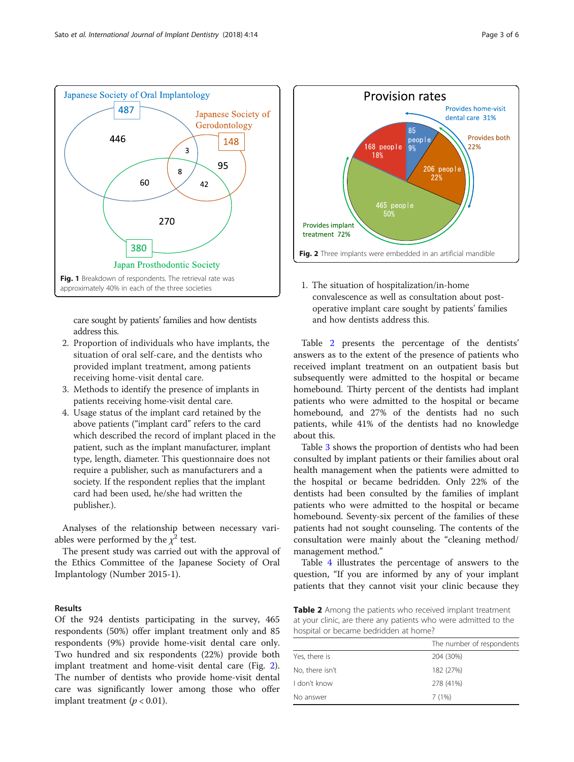Fig. 1 Breakdown of respondents. The retrieval rate was approximately 40% in each of the three societies

care sought by patients' families and how dentists address this.

2. Proportion of individuals who have implants, the situation of oral self-care, and the dentists who provided implant treatment, among patients receiving home-visit dental care.
3. Methods to identify the presence of implants in patients receiving home-visit dental care.
4. Usage status of the implant card retained by the above patients ("implant card" refers to the card which described the record of implant placed in the patient, such as the implant manufacturer, implant type, length, diameter. This questionnaire does not require a publisher, such as manufacturers and a society. If the respondent replies that the implant card had been used, he/she had written the publisher.).

Analyses of the relationship between necessary variables were performed by the $\chi^2$ test.

The present study was carried out with the approval of the Ethics Committee of the Japanese Society of Oral Implantology (Number 2015-1).

## Results

Of the 924 dentists participating in the survey, 465 respondents (50%) offer implant treatment only and 85 respondents (9%) provide home-visit dental care only. Two hundred and six respondents (22%) provide both implant treatment and home-visit dental care (Fig. 2). The number of dentists who provide home-visit dental care was significantly lower among those who offer implant treatment ($p < 0.01$).

Fig. 2 Three implants were embedded in an artificial mandible

1. The situation of hospitalization/in-home convalescence as well as consultation about post-operative implant care sought by patients' families and how dentists address this.

Table 2 presents the percentage of the dentists' answers as to the extent of the presence of patients who received implant treatment on an outpatient basis but subsequently were admitted to the hospital or became homebound. Thirty percent of the dentists had implant patients who were admitted to the hospital or became homebound, and 27% of the dentists had no such patients, while 41% of the dentists had no knowledge about this.

Table 3 shows the proportion of dentists who had been consulted by implant patients or their families about oral health management when the patients were admitted to the hospital or became bedridden. Only 22% of the dentists had been consulted by the families of implant patients who were admitted to the hospital or became homebound. Seventy-six percent of the families of these patients had not sought counseling. The contents of the consultation were mainly about the "cleaning method/management method."

Table 4 illustrates the percentage of answers to the question, "If you are informed by any of your implant patients that they cannot visit your clinic because they

**Table 2** Among the patients who received implant treatment at your clinic, are there any patients who were admitted to the hospital or became bedridden at home?

| | The number of respondents |
|---|---|
| Yes, there is | 204 (30%) |
| No, there isn't | 182 (27%) |
| I don't know | 278 (41%) |
| No answer | 7 (1%) |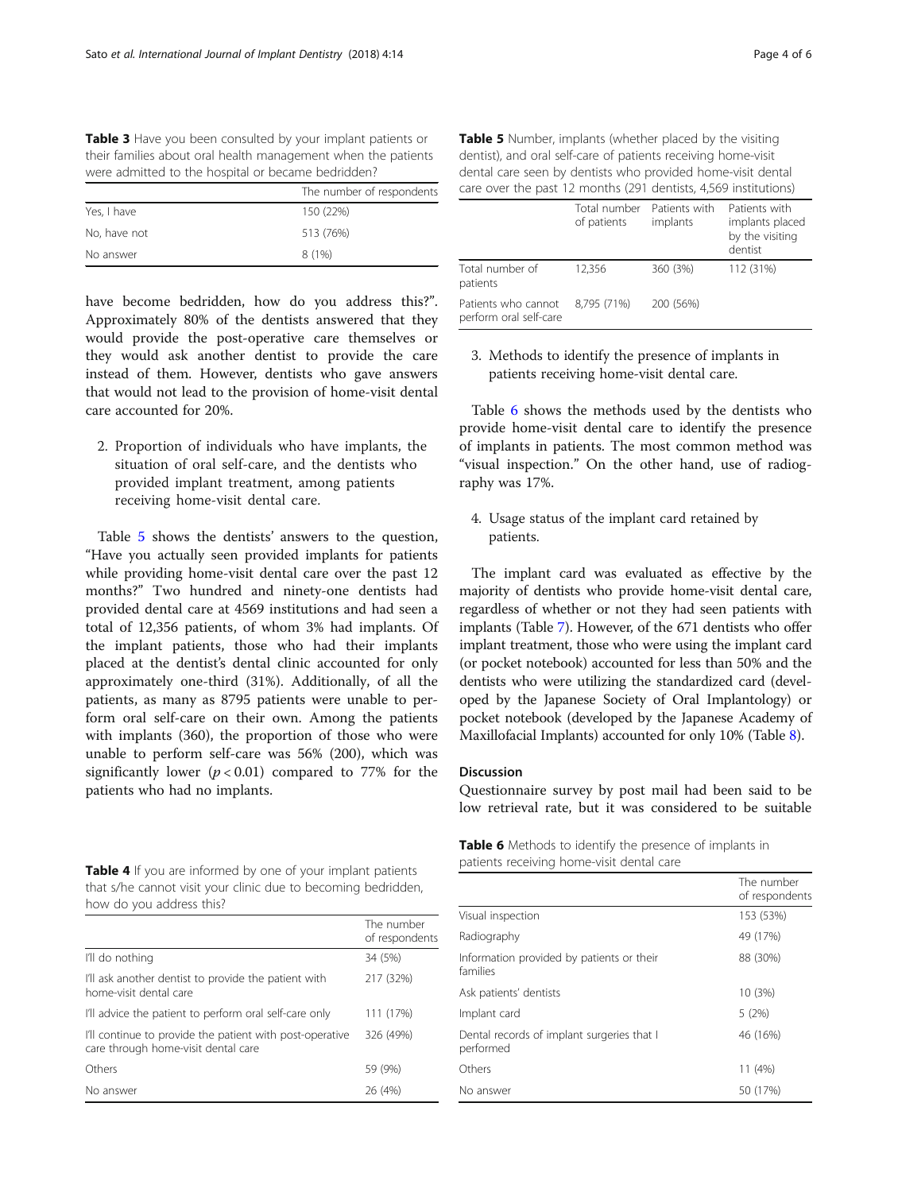**Table 3** Have you been consulted by your implant patients or their families about oral health management when the patients were admitted to the hospital or became bedridden?

| | The number of respondents |
|---|---|
| Yes, I have | 150 (22%) |
| No, have not | 513 (76%) |
| No answer | 8 (1%) |

have become bedridden, how do you address this?". Approximately 80% of the dentists answered that they would provide the post-operative care themselves or they would ask another dentist to provide the care instead of them. However, dentists who gave answers that would not lead to the provision of home-visit dental care accounted for 20%.

2. Proportion of individuals who have implants, the situation of oral self-care, and the dentists who provided implant treatment, among patients receiving home-visit dental care.

Table 5 shows the dentists' answers to the question, "Have you actually seen provided implants for patients while providing home-visit dental care over the past 12 months?" Two hundred and ninety-one dentists had provided dental care at 4569 institutions and had seen a total of 12,356 patients, of whom 3% had implants. Of the implant patients, those who had their implants placed at the dentist's dental clinic accounted for only approximately one-third (31%). Additionally, of all the patients, as many as 8795 patients were unable to perform oral self-care on their own. Among the patients with implants (360), the proportion of those who were unable to perform self-care was 56% (200), which was significantly lower ($p < 0.01$) compared to 77% for the patients who had no implants.

**Table 4** If you are informed by one of your implant patients that s/he cannot visit your clinic due to becoming bedridden, how do you address this?

| | The number of respondents |
|---|---|
| I'll do nothing | 34 (5%) |
| I'll ask another dentist to provide the patient with home-visit dental care | 217 (32%) |
| I'll advice the patient to perform oral self-care only | 111 (17%) |
| I'll continue to provide the patient with post-operative care through home-visit dental care | 326 (49%) |
| Others | 59 (9%) |
| No answer | 26 (4%) |

**Table 5** Number, implants (whether placed by the visiting dentist), and oral self-care of patients receiving home-visit dental care seen by dentists who provided home-visit dental care over the past 12 months (291 dentists, 4,569 institutions)

| | Total number of patients | Patients with implants | Patients with implants placed by the visiting dentist |
|---|---|---|---|
| Total number of patients | 12,356 | 360 (3%) | 112 (31%) |
| Patients who cannot perform oral self-care | 8,795 (71%) | 200 (56%) | |

3. Methods to identify the presence of implants in patients receiving home-visit dental care.

Table 6 shows the methods used by the dentists who provide home-visit dental care to identify the presence of implants in patients. The most common method was "visual inspection." On the other hand, use of radiography was 17%.

4. Usage status of the implant card retained by patients.

The implant card was evaluated as effective by the majority of dentists who provide home-visit dental care, regardless of whether or not they had seen patients with implants (Table 7). However, of the 671 dentists who offer implant treatment, those who were using the implant card (or pocket notebook) accounted for less than 50% and the dentists who were utilizing the standardized card (developed by the Japanese Society of Oral Implantology) or pocket notebook (developed by the Japanese Academy of Maxillofacial Implants) accounted for only 10% (Table 8).

## Discussion

Questionnaire survey by post mail had been said to be low retrieval rate, but it was considered to be suitable

**Table 6** Methods to identify the presence of implants in patients receiving home-visit dental care

| | The number of respondents |
|---|---|
| Visual inspection | 153 (53%) |
| Radiography | 49 (17%) |
| Information provided by patients or their families | 88 (30%) |
| Ask patients' dentists | 10 (3%) |
| Implant card | 5 (2%) |
| Dental records of implant surgeries that I performed | 46 (16%) |
| Others | 11 (4%) |
| No answer | 50 (17%) |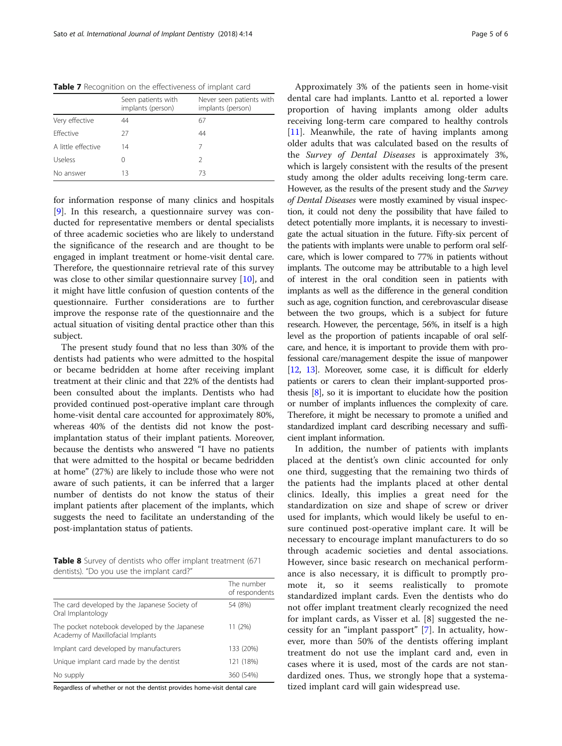**Table 7** Recognition on the effectiveness of implant card

| | Seen patients with implants (person) | Never seen patients with implants (person) |
|---|---|---|
| Very effective | 44 | 67 |
| Effective | 27 | 44 |
| A little effective | 14 | 7 |
| Useless | 0 | 2 |
| No answer | 13 | 73 |

for information response of many clinics and hospitals [9]. In this research, a questionnaire survey was conducted for representative members or dental specialists of three academic societies who are likely to understand the significance of the research and are thought to be engaged in implant treatment or home-visit dental care. Therefore, the questionnaire retrieval rate of this survey was close to other similar questionnaire survey [10], and it might have little confusion of question contents of the questionnaire. Further considerations are to further improve the response rate of the questionnaire and the actual situation of visiting dental practice other than this subject.

The present study found that no less than 30% of the dentists had patients who were admitted to the hospital or became bedridden at home after receiving implant treatment at their clinic and that 22% of the dentists had been consulted about the implants. Dentists who had provided continued post-operative implant care through home-visit dental care accounted for approximately 80%, whereas 40% of the dentists did not know the post-implantation status of their implant patients. Moreover, because the dentists who answered "I have no patients that were admitted to the hospital or became bedridden at home" (27%) are likely to include those who were not aware of such patients, it can be inferred that a larger number of dentists do not know the status of their implant patients after placement of the implants, which suggests the need to facilitate an understanding of the post-implantation status of patients.

**Table 8** Survey of dentists who offer implant treatment (671 dentists). "Do you use the implant card?"

| | The number of respondents |
|---|---|
| The card developed by the Japanese Society of Oral Implantology | 54 (8%) |
| The pocket notebook developed by the Japanese Academy of Maxillofacial Implants | 11 (2%) |
| Implant card developed by manufacturers | 133 (20%) |
| Unique implant card made by the dentist | 121 (18%) |
| No supply | 360 (54%) |

Regardless of whether or not the dentist provides home-visit dental care

Approximately 3% of the patients seen in home-visit dental care had implants. Lantto et al. reported a lower proportion of having implants among older adults receiving long-term care compared to healthy controls [11]. Meanwhile, the rate of having implants among older adults that was calculated based on the results of the *Survey of Dental Diseases* is approximately 3%, which is largely consistent with the results of the present study among the older adults receiving long-term care. However, as the results of the present study and the *Survey of Dental Diseases* were mostly examined by visual inspection, it could not deny the possibility that have failed to detect potentially more implants, it is necessary to investigate the actual situation in the future. Fifty-six percent of the patients with implants were unable to perform oral self-care, which is lower compared to 77% in patients without implants. The outcome may be attributable to a high level of interest in the oral condition seen in patients with implants as well as the difference in the general condition such as age, cognition function, and cerebrovascular disease between the two groups, which is a subject for future research. However, the percentage, 56%, in itself is a high level as the proportion of patients incapable of oral self-care, and hence, it is important to provide them with professional care/management despite the issue of manpower [12, 13]. Moreover, some case, it is difficult for elderly patients or carers to clean their implant-supported prosthesis [8], so it is important to elucidate how the position or number of implants influences the complexity of care. Therefore, it might be necessary to promote a unified and standardized implant card describing necessary and sufficient implant information.

In addition, the number of patients with implants placed at the dentist's own clinic accounted for only one third, suggesting that the remaining two thirds of the patients had the implants placed at other dental clinics. Ideally, this implies a great need for the standardization on size and shape of screw or driver used for implants, which would likely be useful to ensure continued post-operative implant care. It will be necessary to encourage implant manufacturers to do so through academic societies and dental associations. However, since basic research on mechanical performance is also necessary, it is difficult to promptly promote it, so it seems realistically to promote standardized implant cards. Even the dentists who do not offer implant treatment clearly recognized the need for implant cards, as Visser et al. [8] suggested the necessity for an "implant passport" [7]. In actuality, however, more than 50% of the dentists offering implant treatment do not use the implant card and, even in cases where it is used, most of the cards are not standardized ones. Thus, we strongly hope that a systematized implant card will gain widespread use.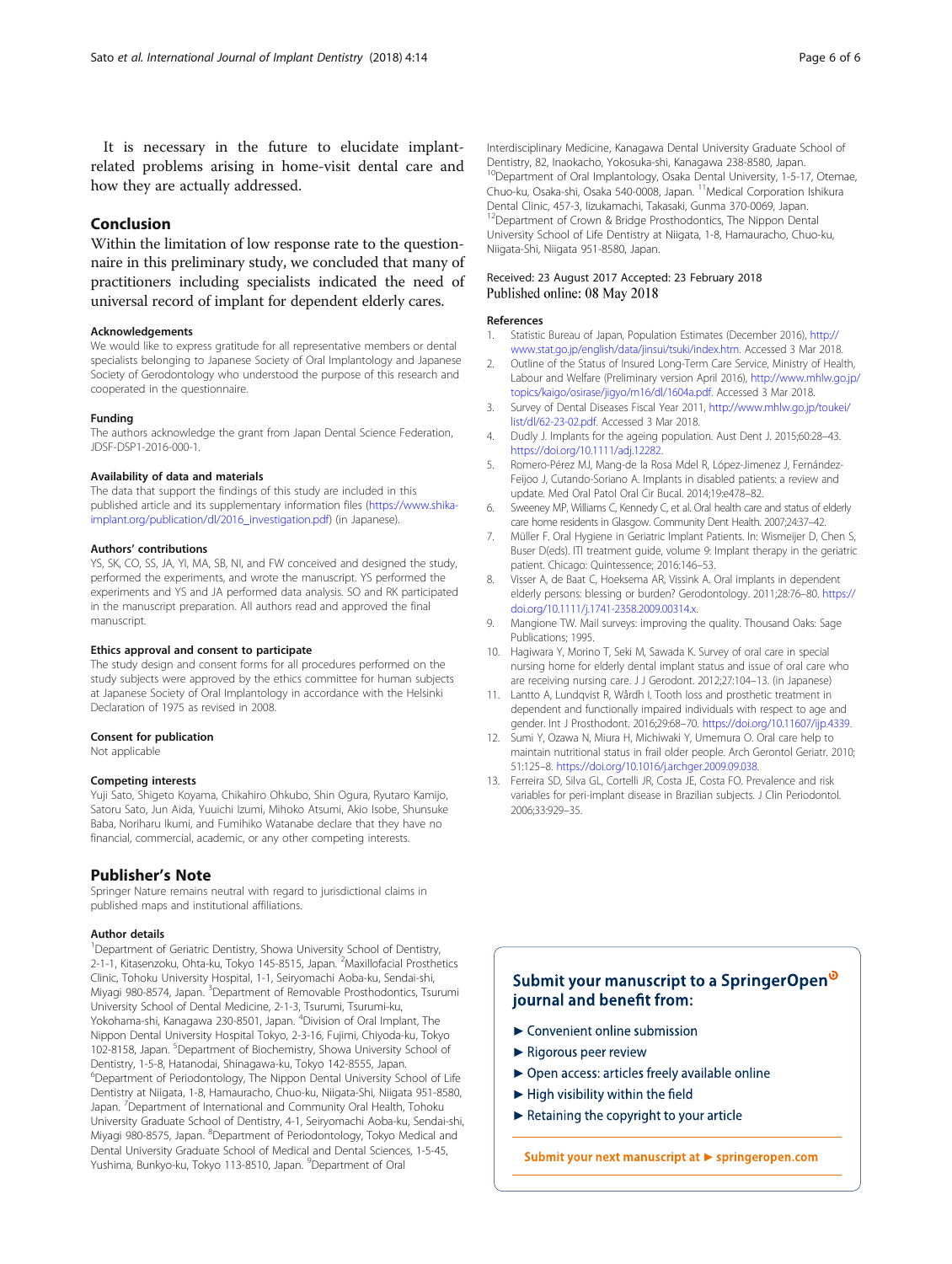It is necessary in the future to elucidate implant-related problems arising in home-visit dental care and how they are actually addressed.

## Conclusion

Within the limitation of low response rate to the questionnaire in this preliminary study, we concluded that many of practitioners including specialists indicated the need of universal record of implant for dependent elderly cares.

### Acknowledgements

We would like to express gratitude for all representative members or dental specialists belonging to Japanese Society of Oral Implantology and Japanese Society of Gerodontology who understood the purpose of this research and cooperated in the questionnaire.

### Funding

The authors acknowledge the grant from Japan Dental Science Federation, JDSF-DSP1-2016-000-1.

### Availability of data and materials

The data that support the findings of this study are included in this published article and its supplementary information files (https://www.shika-implant.org/publication/dl/2016_investigation.pdf) (in Japanese).

### Authors' contributions

YS, SK, CO, SS, JA, YI, MA, SB, NI, and FW conceived and designed the study, performed the experiments, and wrote the manuscript. YS performed the experiments and YS and JA performed data analysis. SO and RK participated in the manuscript preparation. All authors read and approved the final manuscript.

### Ethics approval and consent to participate

The study design and consent forms for all procedures performed on the study subjects were approved by the ethics committee for human subjects at Japanese Society of Oral Implantology in accordance with the Helsinki Declaration of 1975 as revised in 2008.

### Consent for publication

Not applicable

### Competing interests

Yuji Sato, Shigeto Koyama, Chikahiro Ohkubo, Shin Ogura, Ryutaro Kamijo, Satoru Sato, Jun Aida, Yuuichi Izumi, Mihoko Atsumi, Akio Isobe, Shunsuke Baba, Noriharu Ikumi, and Fumihiko Watanabe declare that they have no financial, commercial, academic, or any other competing interests.

## Publisher's Note

Springer Nature remains neutral with regard to jurisdictional claims in published maps and institutional affiliations.

### Author details

[1]Department of Geriatric Dentistry, Showa University School of Dentistry, 2-1-1, Kitasenzoku, Ohta-ku, Tokyo 145-8515, Japan. [2]Maxillofacial Prosthetics Clinic, Tohoku University Hospital, 1-1, Seiryomachi Aoba-ku, Sendai-shi, Miyagi 980-8574, Japan. [3]Department of Removable Prosthodontics, Tsurumi University School of Dental Medicine, 2-1-3, Tsurumi, Tsurumi-ku, Yokohama-shi, Kanagawa 230-8501, Japan. [4]Division of Oral Implant, The Nippon Dental University Hospital Tokyo, 2-3-16, Fujimi, Chiyoda-ku, Tokyo 102-8158, Japan. [5]Department of Biochemistry, Showa University School of Dentistry, 1-5-8, Hatanodai, Shinagawa-ku, Tokyo 142-8555, Japan. [6]Department of Periodontology, The Nippon Dental University School of Life Dentistry at Niigata, 1-8, Hamauracho, Chuo-ku, Niigata-Shi, Niigata 951-8580, Japan. [7]Department of International and Community Oral Health, Tohoku University Graduate School of Dentistry, 4-1, Seiryomachi Aoba-ku, Sendai-shi, Miyagi 980-8575, Japan. [8]Department of Periodontology, Tokyo Medical and Dental University Graduate School of Medical and Dental Sciences, 1-5-45, Yushima, Bunkyo-ku, Tokyo 113-8510, Japan. [9]Department of Oral Interdisciplinary Medicine, Kanagawa Dental University Graduate School of Dentistry, 82, Inaokacho, Yokosuka-shi, Kanagawa 238-8580, Japan. [10]Department of Oral Implantology, Osaka Dental University, 1-5-17, Otemae, Chuo-ku, Osaka-shi, Osaka 540-0008, Japan. [11]Medical Corporation Ishikura Dental Clinic, 457-3, Iizukamachi, Takasaki, Gunma 370-0069, Japan. [12]Department of Crown & Bridge Prosthodontics, The Nippon Dental University School of Life Dentistry at Niigata, 1-8, Hamauracho, Chuo-ku, Niigata-Shi, Niigata 951-8580, Japan.

Received: 23 August 2017 Accepted: 23 February 2018
Published online: 08 May 2018

### References

1. Statistic Bureau of Japan, Population Estimates (December 2016), http://www.stat.go.jp/english/data/jinsui/tsuki/index.htm. Accessed 3 Mar 2018.
2. Outline of the Status of Insured Long-Term Care Service, Ministry of Health, Labour and Welfare (Preliminary version April 2016), http://www.mhlw.go.jp/topics/kaigo/osirase/jigyo/m16/dl/1604a.pdf. Accessed 3 Mar 2018.
3. Survey of Dental Diseases Fiscal Year 2011, http://www.mhlw.go.jp/toukei/list/dl/62-23-02.pdf. Accessed 3 Mar 2018.
4. Dudly J. Implants for the ageing population. Aust Dent J. 2015;60:28–43. https://doi.org/10.1111/adj.12282.
5. Romero-Pérez MJ, Mang-de la Rosa Mdel R, López-Jimenez J, Fernández-Feijoo J, Cutando-Soriano A. Implants in disabled patients: a review and update. Med Oral Patol Oral Cir Bucal. 2014;19:e478–82.
6. Sweeney MP, Williams C, Kennedy C, et al. Oral health care and status of elderly care home residents in Glasgow. Community Dent Health. 2007;24:37–42.
7. Müller F. Oral Hygiene in Geriatric Implant Patients. In: Wismeijer D, Chen S, Buser D(eds). ITI treatment guide, volume 9: Implant therapy in the geriatric patient. Chicago: Quintessence; 2016:146–53.
8. Visser A, de Baat C, Hoeksema AR, Vissink A. Oral implants in dependent elderly persons: blessing or burden? Gerodontology. 2011;28:76–80. https://doi.org/10.1111/j.1741-2358.2009.00314.x.
9. Mangione TW. Mail surveys: improving the quality. Thousand Oaks: Sage Publications; 1995.
10. Hagiwara Y, Morino T, Seki M, Sawada K. Survey of oral care in special nursing home for elderly dental implant status and issue of oral care who are receiving nursing care. J J Gerodont. 2012;27:104–13. (in Japanese)
11. Lantto A, Lundqvist R, Wårdh I. Tooth loss and prosthetic treatment in dependent and functionally impaired individuals with respect to age and gender. Int J Prosthodont. 2016;29:68–70. https://doi.org/10.11607/ijp.4339.
12. Sumi Y, Ozawa N, Miura H, Michiwaki Y, Umemura O. Oral care help to maintain nutritional status in frail older people. Arch Gerontol Geriatr. 2010;51:125–8. https://doi.org/10.1016/j.archger.2009.09.038.
13. Ferreira SD, Silva GL, Cortelli JR, Costa JE, Costa FO. Prevalence and risk variables for peri-implant disease in Brazilian subjects. J Clin Periodontol. 2006;33:929–35.

**Submit your manuscript to a SpringerOpen journal and benefit from:**

- ► Convenient online submission
- ► Rigorous peer review
- ► Open access: articles freely available online
- ► High visibility within the field
- ► Retaining the copyright to your article

Submit your next manuscript at ► springeropen.com